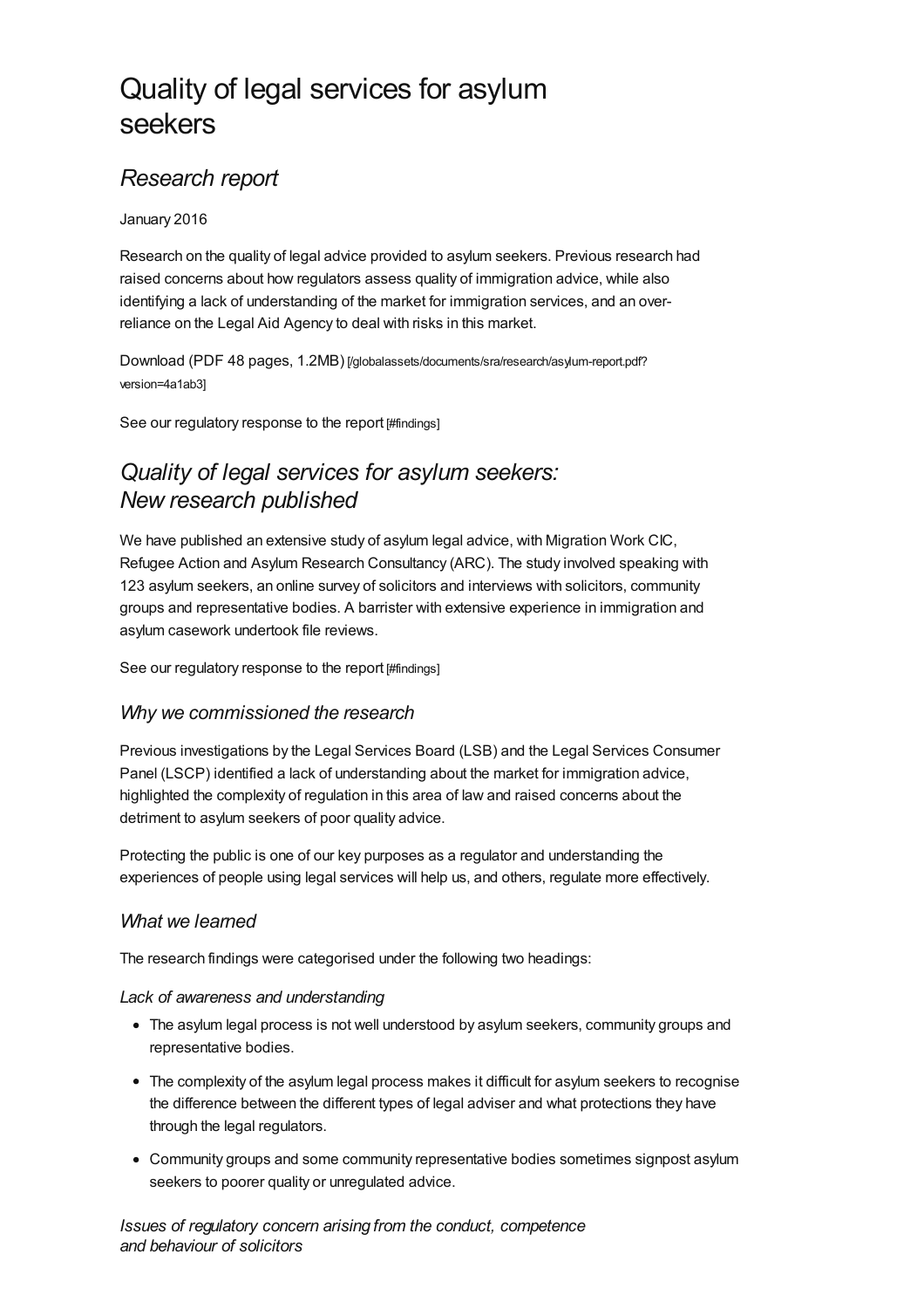# Quality of legal services for asylum seekers

## *Research report*

January 2016

Research on the quality of legal advice provided to asylum seekers. Previous research had raised concerns about how regulators assess quality of immigration advice, while also identifying a lack of understanding of the market for immigration services, and an over-reliance on the Legal Aid Agency to deal with risks in this market.

Download (PDF 48 pages, 1.2MB) [/globalassets/documents/sra/research/asylum-report.pdf?version=4a1ab3]

See our regulatory response to the report [#findings]

## *Quality of legal services for asylum seekers: New research published*

We have published an extensive study of asylum legal advice, with Migration Work CIC, Refugee Action and Asylum Research Consultancy (ARC). The study involved speaking with 123 asylum seekers, an online survey of solicitors and interviews with solicitors, community groups and representative bodies. A barrister with extensive experience in immigration and asylum casework undertook file reviews.

See our regulatory response to the report [#findings]

### *Why we commissioned the research*

Previous investigations by the Legal Services Board (LSB) and the Legal Services Consumer Panel (LSCP) identified a lack of understanding about the market for immigration advice, highlighted the complexity of regulation in this area of law and raised concerns about the detriment to asylum seekers of poor quality advice.

Protecting the public is one of our key purposes as a regulator and understanding the experiences of people using legal services will help us, and others, regulate more effectively.

### *What we learned*

The research findings were categorised under the following two headings:

#### *Lack of awareness and understanding*

- The asylum legal process is not well understood by asylum seekers, community groups and representative bodies.
- The complexity of the asylum legal process makes it difficult for asylum seekers to recognise the difference between the different types of legal adviser and what protections they have through the legal regulators.
- Community groups and some community representative bodies sometimes signpost asylum seekers to poorer quality or unregulated advice.

#### *Issues of regulatory concern arising from the conduct, competence and behaviour of solicitors*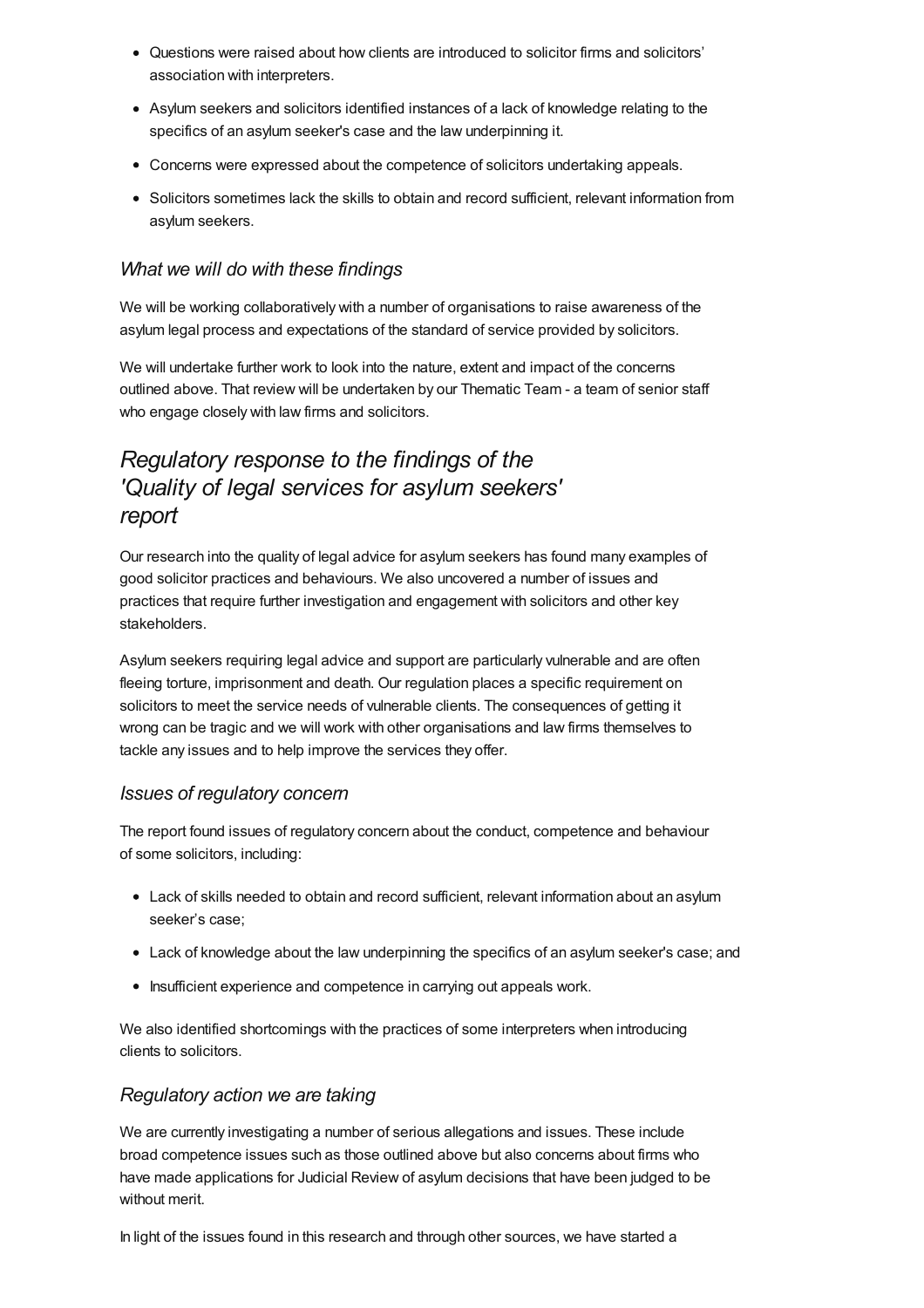- Questions were raised about how clients are introduced to solicitor firms and solicitors' association with interpreters.
- Asylum seekers and solicitors identified instances of a lack of knowledge relating to the specifics of an asylum seeker's case and the law underpinning it.
- Concerns were expressed about the competence of solicitors undertaking appeals.
- Solicitors sometimes lack the skills to obtain and record sufficient, relevant information from asylum seekers.

### *What we will do with these findings*

We will be working collaboratively with a number of organisations to raise awareness of the asylum legal process and expectations of the standard of service provided by solicitors.

We will undertake further work to look into the nature, extent and impact of the concerns outlined above. That review will be undertaken by our Thematic Team - a team of senior staff who engage closely with law firms and solicitors.

## *Regulatory response to the findings of the 'Quality of legal services for asylum seekers' report*

Our research into the quality of legal advice for asylum seekers has found many examples of good solicitor practices and behaviours. We also uncovered a number of issues and practices that require further investigation and engagement with solicitors and other key stakeholders.

Asylum seekers requiring legal advice and support are particularly vulnerable and are often fleeing torture, imprisonment and death. Our regulation places a specific requirement on solicitors to meet the service needs of vulnerable clients. The consequences of getting it wrong can be tragic and we will work with other organisations and law firms themselves to tackle any issues and to help improve the services they offer.

### *Issues of regulatory concern*

The report found issues of regulatory concern about the conduct, competence and behaviour of some solicitors, including:

- Lack of skills needed to obtain and record sufficient, relevant information about an asylum seeker's case;
- Lack of knowledge about the law underpinning the specifics of an asylum seeker's case; and
- Insufficient experience and competence in carrying out appeals work.

We also identified shortcomings with the practices of some interpreters when introducing clients to solicitors.

### *Regulatory action we are taking*

We are currently investigating a number of serious allegations and issues. These include broad competence issues such as those outlined above but also concerns about firms who have made applications for Judicial Review of asylum decisions that have been judged to be without merit.

In light of the issues found in this research and through other sources, we have started a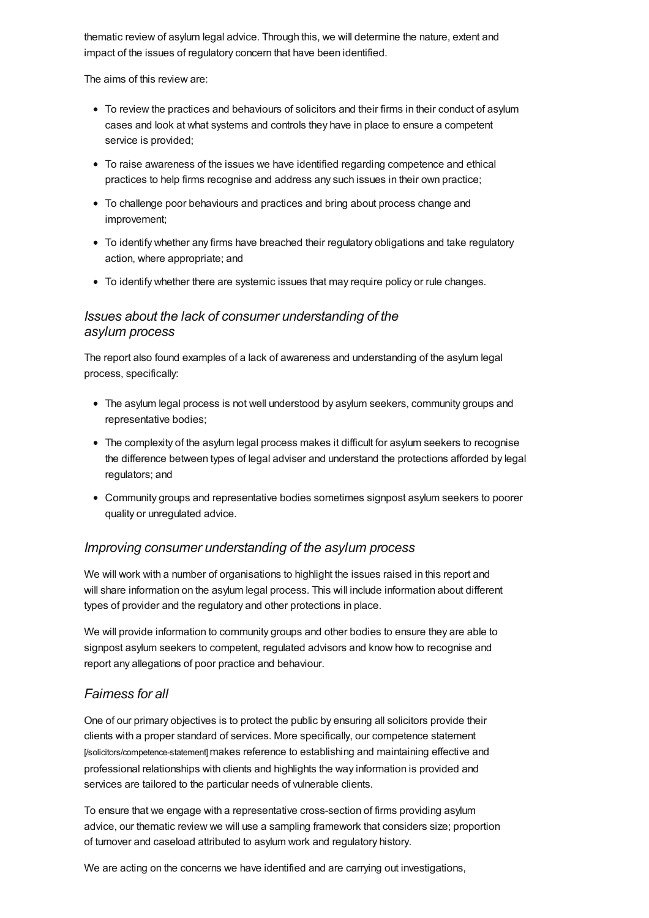thematic review of asylum legal advice. Through this, we will determine the nature, extent and impact of the issues of regulatory concern that have been identified.

The aims of this review are:

- To review the practices and behaviours of solicitors and their firms in their conduct of asylum cases and look at what systems and controls they have in place to ensure a competent service is provided;
- To raise awareness of the issues we have identified regarding competence and ethical practices to help firms recognise and address any such issues in their own practice;
- To challenge poor behaviours and practices and bring about process change and improvement;
- To identify whether any firms have breached their regulatory obligations and take regulatory action, where appropriate; and
- To identify whether there are systemic issues that may require policy or rule changes.

### *Issues about the lack of consumer understanding of the asylum process*

The report also found examples of a lack of awareness and understanding of the asylum legal process, specifically:

- The asylum legal process is not well understood by asylum seekers, community groups and representative bodies;
- The complexity of the asylum legal process makes it difficult for asylum seekers to recognise the difference between types of legal adviser and understand the protections afforded by legal regulators; and
- Community groups and representative bodies sometimes signpost asylum seekers to poorer quality or unregulated advice.

### *Improving consumer understanding of the asylum process*

We will work with a number of organisations to highlight the issues raised in this report and will share information on the asylum legal process. This will include information about different types of provider and the regulatory and other protections in place.

We will provide information to community groups and other bodies to ensure they are able to signpost asylum seekers to competent, regulated advisors and know how to recognise and report any allegations of poor practice and behaviour.

### *Fairness for all*

One of our primary objectives is to protect the public by ensuring all solicitors provide their clients with a proper standard of services. More specifically, our competence statement [/solicitors/competence-statement] makes reference to establishing and maintaining effective and professional relationships with clients and highlights the way information is provided and services are tailored to the particular needs of vulnerable clients.

To ensure that we engage with a representative cross-section of firms providing asylum advice, our thematic review we will use a sampling framework that considers size; proportion of turnover and caseload attributed to asylum work and regulatory history.

We are acting on the concerns we have identified and are carrying out investigations,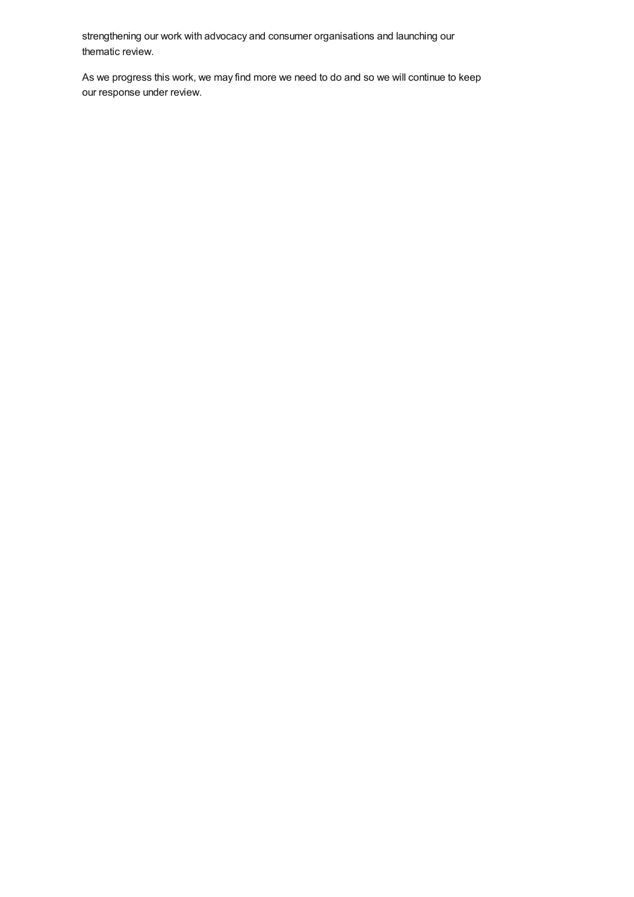strengthening our work with advocacy and consumer organisations and launching our thematic review.

As we progress this work, we may find more we need to do and so we will continue to keep our response under review.